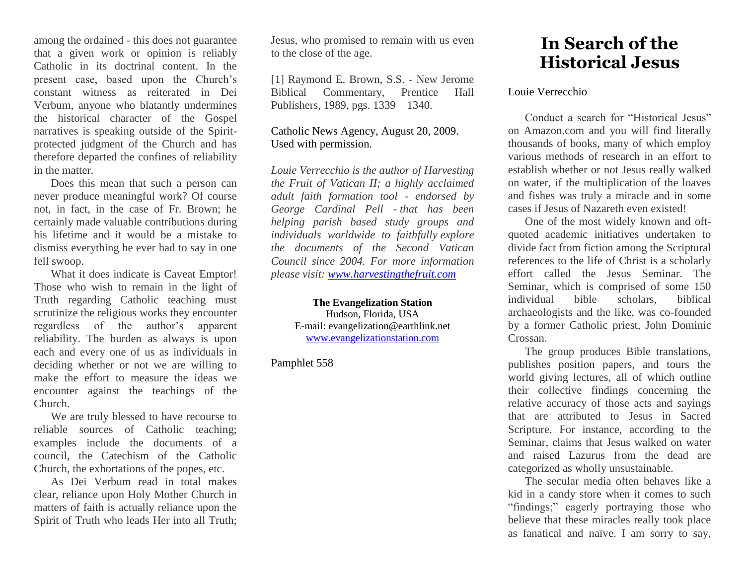among the ordained - this does not guarantee that a given work or opinion is reliably Catholic in its doctrinal content. In the present case, based upon the Church's constant witness as reiterated in Dei Verbum, anyone who blatantly undermines the historical character of the Gospel narratives is speaking outside of the Spirit-protected judgment of the Church and has therefore departed the confines of reliability in the matter.

Does this mean that such a person can never produce meaningful work? Of course not, in fact, in the case of Fr. Brown; he certainly made valuable contributions during his lifetime and it would be a mistake to dismiss everything he ever had to say in one fell swoop.

What it does indicate is Caveat Emptor! Those who wish to remain in the light of Truth regarding Catholic teaching must scrutinize the religious works they encounter regardless of the author's apparent reliability. The burden as always is upon each and every one of us as individuals in deciding whether or not we are willing to make the effort to measure the ideas we encounter against the teachings of the Church.

We are truly blessed to have recourse to reliable sources of Catholic teaching; examples include the documents of a council, the Catechism of the Catholic Church, the exhortations of the popes, etc.

As Dei Verbum read in total makes clear, reliance upon Holy Mother Church in matters of faith is actually reliance upon the Spirit of Truth who leads Her into all Truth; Jesus, who promised to remain with us even to the close of the age.

[1] Raymond E. Brown, S.S. - New Jerome Biblical Commentary, Prentice Hall Publishers, 1989, pgs. 1339 – 1340.

Catholic News Agency, August 20, 2009. Used with permission.

*Louie Verrecchio is the author of Harvesting the Fruit of Vatican II; a highly acclaimed adult faith formation tool - endorsed by George Cardinal Pell - that has been helping parish based study groups and individuals worldwide to faithfully explore the documents of the Second Vatican Council since 2004. For more information please visit: [www.harvestingthefruit.com](http://www.harvestingthefruit.com)*

**The Evangelization Station**
Hudson, Florida, USA
E-mail: evangelization@earthlink.net
[www.evangelizationstation.com](http://www.evangelizationstation.com)

Pamphlet 558

# In Search of the Historical Jesus

Louie Verrecchio

Conduct a search for "Historical Jesus" on Amazon.com and you will find literally thousands of books, many of which employ various methods of research in an effort to establish whether or not Jesus really walked on water, if the multiplication of the loaves and fishes was truly a miracle and in some cases if Jesus of Nazareth even existed!

One of the most widely known and oft-quoted academic initiatives undertaken to divide fact from fiction among the Scriptural references to the life of Christ is a scholarly effort called the Jesus Seminar. The Seminar, which is comprised of some 150 individual bible scholars, biblical archaeologists and the like, was co-founded by a former Catholic priest, John Dominic Crossan.

The group produces Bible translations, publishes position papers, and tours the world giving lectures, all of which outline their collective findings concerning the relative accuracy of those acts and sayings that are attributed to Jesus in Sacred Scripture. For instance, according to the Seminar, claims that Jesus walked on water and raised Lazurus from the dead are categorized as wholly unsustainable.

The secular media often behaves like a kid in a candy store when it comes to such "findings;" eagerly portraying those who believe that these miracles really took place as fanatical and naïve. I am sorry to say,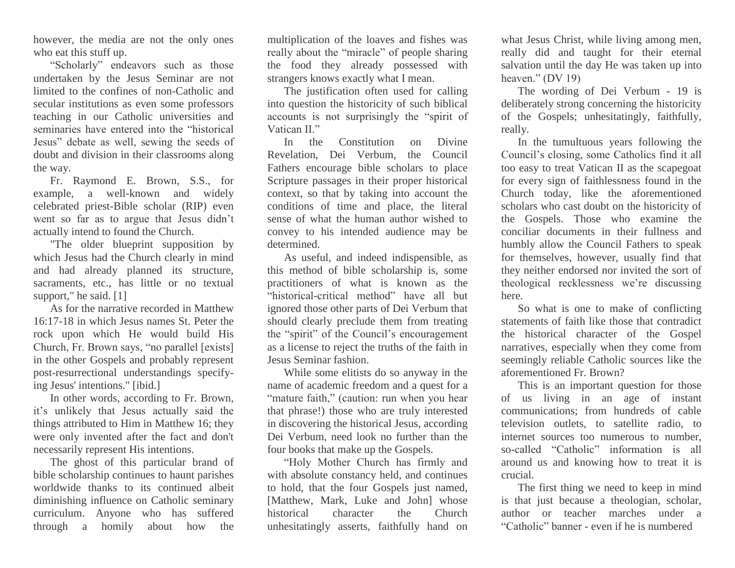however, the media are not the only ones who eat this stuff up.

"Scholarly" endeavors such as those undertaken by the Jesus Seminar are not limited to the confines of non-Catholic and secular institutions as even some professors teaching in our Catholic universities and seminaries have entered into the "historical Jesus" debate as well, sewing the seeds of doubt and division in their classrooms along the way.

Fr. Raymond E. Brown, S.S., for example, a well-known and widely celebrated priest-Bible scholar (RIP) even went so far as to argue that Jesus didn't actually intend to found the Church.

"The older blueprint supposition by which Jesus had the Church clearly in mind and had already planned its structure, sacraments, etc., has little or no textual support," he said. [1]

As for the narrative recorded in Matthew 16:17-18 in which Jesus names St. Peter the rock upon which He would build His Church, Fr. Brown says, "no parallel [exists] in the other Gospels and probably represent post-resurrectional understandings specifying Jesus' intentions." [ibid.]

In other words, according to Fr. Brown, it's unlikely that Jesus actually said the things attributed to Him in Matthew 16; they were only invented after the fact and don't necessarily represent His intentions.

The ghost of this particular brand of bible scholarship continues to haunt parishes worldwide thanks to its continued albeit diminishing influence on Catholic seminary curriculum. Anyone who has suffered through a homily about how the multiplication of the loaves and fishes was really about the "miracle" of people sharing the food they already possessed with strangers knows exactly what I mean.

The justification often used for calling into question the historicity of such biblical accounts is not surprisingly the "spirit of Vatican II."

In the Constitution on Divine Revelation, Dei Verbum, the Council Fathers encourage bible scholars to place Scripture passages in their proper historical context, so that by taking into account the conditions of time and place, the literal sense of what the human author wished to convey to his intended audience may be determined.

As useful, and indeed indispensible, as this method of bible scholarship is, some practitioners of what is known as the "historical-critical method" have all but ignored those other parts of Dei Verbum that should clearly preclude them from treating the "spirit" of the Council's encouragement as a license to reject the truths of the faith in Jesus Seminar fashion.

While some elitists do so anyway in the name of academic freedom and a quest for a "mature faith," (caution: run when you hear that phrase!) those who are truly interested in discovering the historical Jesus, according Dei Verbum, need look no further than the four books that make up the Gospels.

"Holy Mother Church has firmly and with absolute constancy held, and continues to hold, that the four Gospels just named, [Matthew, Mark, Luke and John] whose historical character the Church unhesitatingly asserts, faithfully hand on what Jesus Christ, while living among men, really did and taught for their eternal salvation until the day He was taken up into heaven." (DV 19)

The wording of Dei Verbum - 19 is deliberately strong concerning the historicity of the Gospels; unhesitatingly, faithfully, really.

In the tumultuous years following the Council's closing, some Catholics find it all too easy to treat Vatican II as the scapegoat for every sign of faithlessness found in the Church today, like the aforementioned scholars who cast doubt on the historicity of the Gospels. Those who examine the conciliar documents in their fullness and humbly allow the Council Fathers to speak for themselves, however, usually find that they neither endorsed nor invited the sort of theological recklessness we're discussing here.

So what is one to make of conflicting statements of faith like those that contradict the historical character of the Gospel narratives, especially when they come from seemingly reliable Catholic sources like the aforementioned Fr. Brown?

This is an important question for those of us living in an age of instant communications; from hundreds of cable television outlets, to satellite radio, to internet sources too numerous to number, so-called "Catholic" information is all around us and knowing how to treat it is crucial.

The first thing we need to keep in mind is that just because a theologian, scholar, author or teacher marches under a "Catholic" banner - even if he is numbered